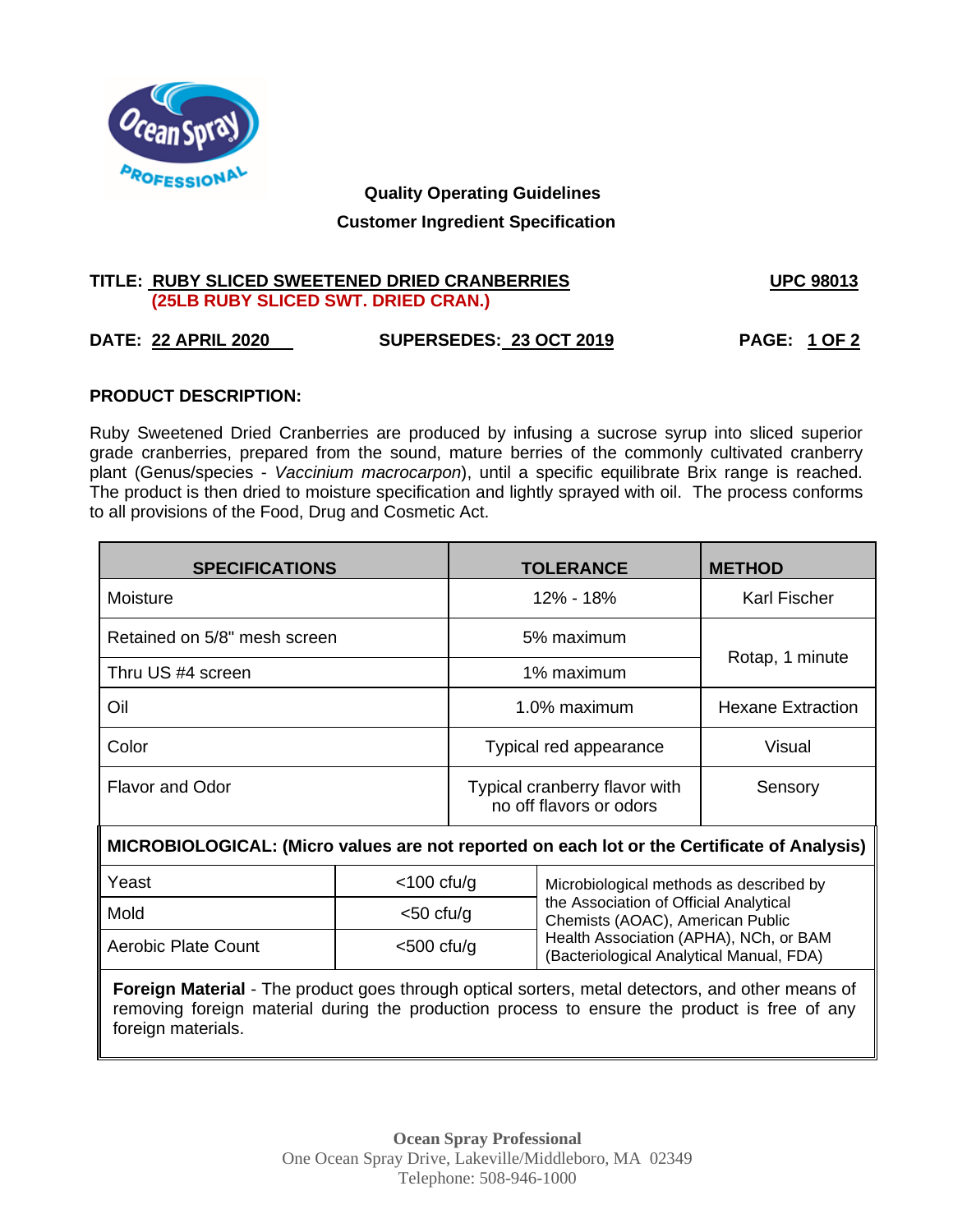**Quality Operating Guidelines**

**Customer Ingredient Specification**

**TITLE: RUBY SLICED SWEETENED DRIED CRANBERRIES** **UPC 98013**

**(25LB RUBY SLICED SWT. DRIED CRAN.)**

**DATE: 22 APRIL 2020** **SUPERSEDES: 23 OCT 2019** **PAGE: 1 OF 2**

## PRODUCT DESCRIPTION:

Ruby Sweetened Dried Cranberries are produced by infusing a sucrose syrup into sliced superior grade cranberries, prepared from the sound, mature berries of the commonly cultivated cranberry plant (Genus/species - *Vaccinium macrocarpon*), until a specific equilibrate Brix range is reached. The product is then dried to moisture specification and lightly sprayed with oil. The process conforms to all provisions of the Food, Drug and Cosmetic Act.

| SPECIFICATIONS | TOLERANCE | METHOD |
|---|---|---|
| Moisture | 12% - 18% | Karl Fischer |
| Retained on 5/8" mesh screen | 5% maximum | Rotap, 1 minute |
| Thru US #4 screen | 1% maximum | |
| Oil | 1.0% maximum | Hexane Extraction |
| Color | Typical red appearance | Visual |
| Flavor and Odor | Typical cranberry flavor with no off flavors or odors | Sensory |

**MICROBIOLOGICAL: (Micro values are not reported on each lot or the Certificate of Analysis)**

| | | |
|---|---|---|
| Yeast | <100 cfu/g | Microbiological methods as described by the Association of Official Analytical Chemists (AOAC), American Public Health Association (APHA), NCh, or BAM (Bacteriological Analytical Manual, FDA) |
| Mold | <50 cfu/g | |
| Aerobic Plate Count | <500 cfu/g | |

**Foreign Material** - The product goes through optical sorters, metal detectors, and other means of removing foreign material during the production process to ensure the product is free of any foreign materials.

**Ocean Spray Professional**
One Ocean Spray Drive, Lakeville/Middleboro, MA 02349
Telephone: 508-946-1000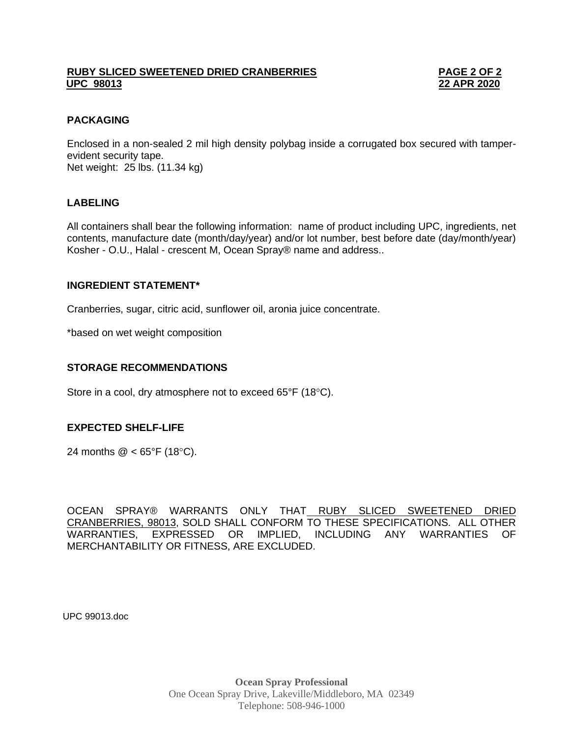## PACKAGING

Enclosed in a non-sealed 2 mil high density polybag inside a corrugated box secured with tamper-evident security tape.
Net weight: 25 lbs. (11.34 kg)

## LABELING

All containers shall bear the following information: name of product including UPC, ingredients, net contents, manufacture date (month/day/year) and/or lot number, best before date (day/month/year) Kosher - O.U., Halal - crescent M, Ocean Spray® name and address..

## INGREDIENT STATEMENT*

Cranberries, sugar, citric acid, sunflower oil, aronia juice concentrate.

*based on wet weight composition

## STORAGE RECOMMENDATIONS

Store in a cool, dry atmosphere not to exceed 65°F (18°C).

## EXPECTED SHELF-LIFE

24 months @ < 65°F (18°C).

OCEAN SPRAY® WARRANTS ONLY THAT RUBY SLICED SWEETENED DRIED CRANBERRIES, 98013, SOLD SHALL CONFORM TO THESE SPECIFICATIONS. ALL OTHER WARRANTIES, EXPRESSED OR IMPLIED, INCLUDING ANY WARRANTIES OF MERCHANTABILITY OR FITNESS, ARE EXCLUDED.

UPC 99013.doc

**Ocean Spray Professional**
One Ocean Spray Drive, Lakeville/Middleboro, MA 02349
Telephone: 508-946-1000